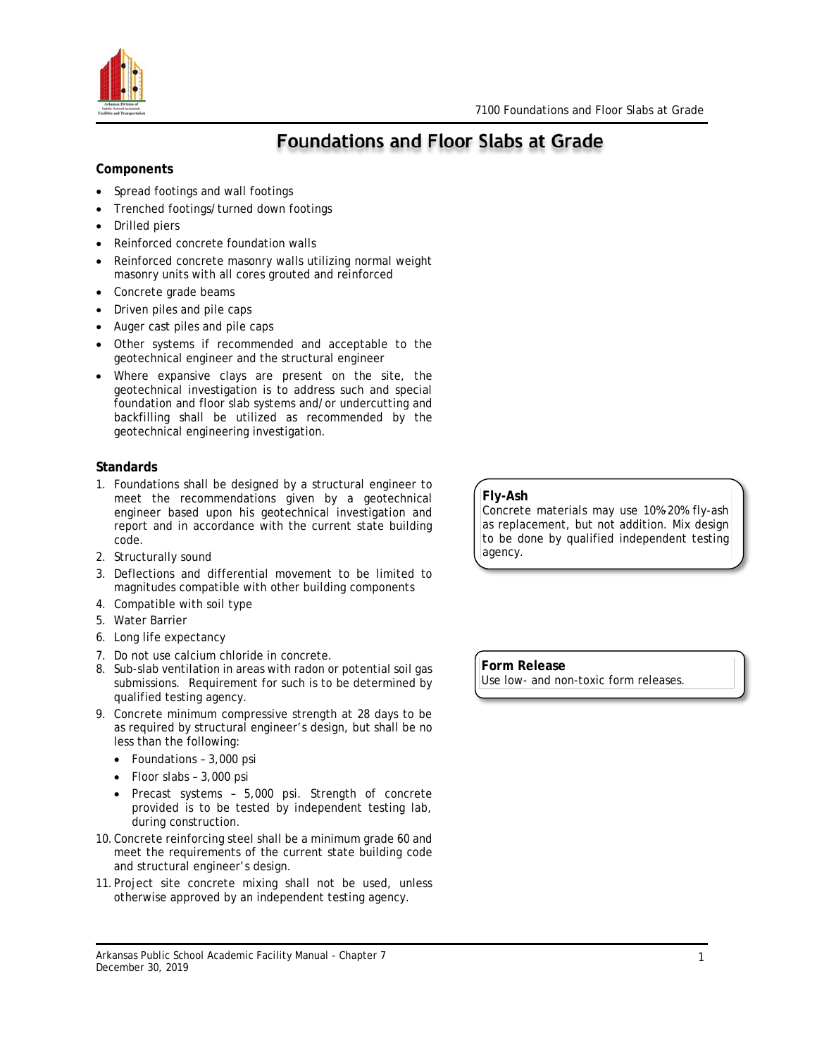# Foundations and Floor Slabs at Grade

**Components**

- Spread footings and wall footings
- Trenched footings/turned down footings
- Drilled piers
- Reinforced concrete foundation walls
- Reinforced concrete masonry walls utilizing normal weight masonry units with all cores grouted and reinforced
- Concrete grade beams
- Driven piles and pile caps
- Auger cast piles and pile caps
- Other systems if recommended and acceptable to the geotechnical engineer and the structural engineer
- Where expansive clays are present on the site, the geotechnical investigation is to address such and special foundation and floor slab systems and/or undercutting and backfilling shall be utilized as recommended by the geotechnical engineering investigation.

**Standards**

1. Foundations shall be designed by a structural engineer to meet the recommendations given by a geotechnical engineer based upon his geotechnical investigation and report and in accordance with the current state building code.
2. Structurally sound
3. Deflections and differential movement to be limited to magnitudes compatible with other building components
4. Compatible with soil type
5. Water Barrier
6. Long life expectancy
7. Do not use calcium chloride in concrete.
8. Sub-slab ventilation in areas with radon or potential soil gas submissions. Requirement for such is to be determined by qualified testing agency.
9. Concrete minimum compressive strength at 28 days to be as required by structural engineer's design, but shall be no less than the following:
   - Foundations – 3,000 psi
   - Floor slabs – 3,000 psi
   - Precast systems – 5,000 psi. Strength of concrete provided is to be tested by independent testing lab, during construction.
10. Concrete reinforcing steel shall be a minimum grade 60 and meet the requirements of the current state building code and structural engineer's design.
11. Project site concrete mixing shall not be used, unless otherwise approved by an independent testing agency.

**Fly-Ash**

Concrete materials may use 10%-20% fly-ash as replacement, but not addition. Mix design to be done by qualified independent testing agency.

**Form Release**

Use low- and non-toxic form releases.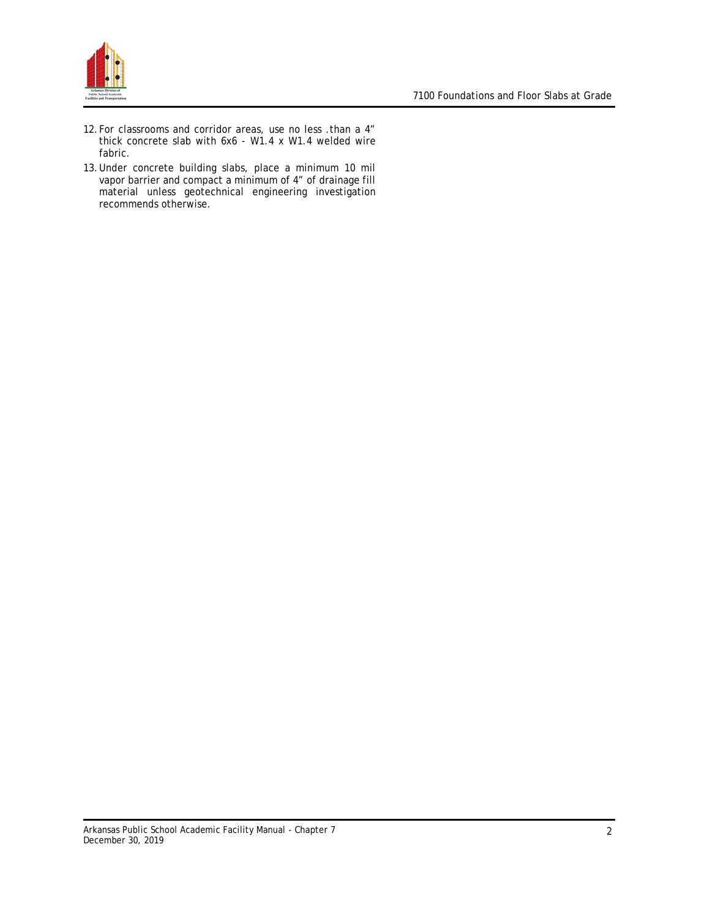12. For classrooms and corridor areas, use no less .than a 4" thick concrete slab with 6x6 - W1.4 x W1.4 welded wire fabric.
13. Under concrete building slabs, place a minimum 10 mil vapor barrier and compact a minimum of 4" of drainage fill material unless geotechnical engineering investigation recommends otherwise.